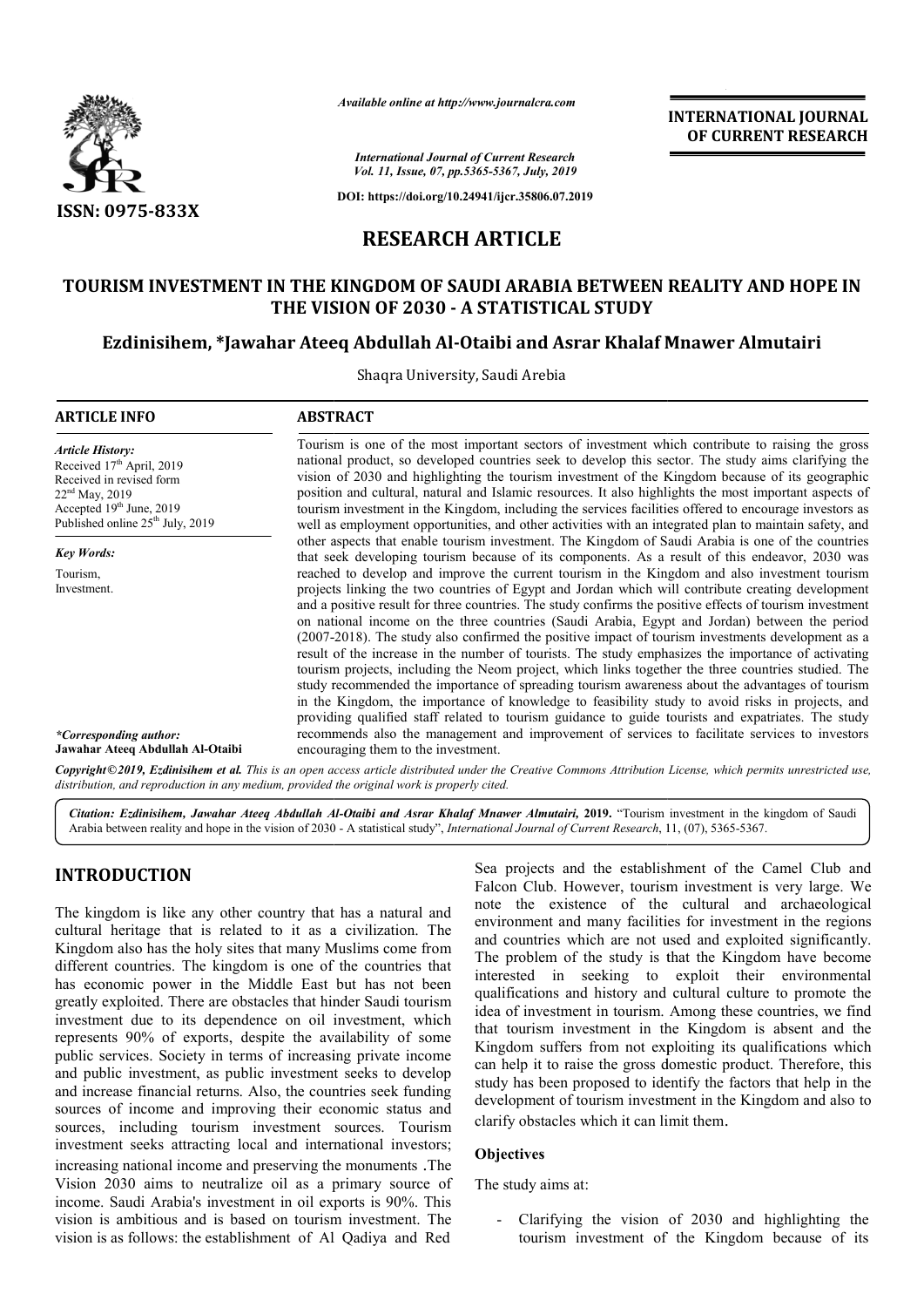# RESEARCH ARTICLE

## TOURISM INVESTMENT IN THE KINGDOM OF SAUDI ARABIA BETWEEN REALITY AND HOPE IN THE VISION OF 2030 - A STATISTICAL STUDY

**Ezdinisihem, \*Jawahar Ateeq Abdullah Al-Otaibi and Asrar Khalaf Mnawer Almutairi**

Shaqra University, Saudi Arebia

**ARTICLE INFO**

*Article History:*
Received 17th April, 2019
Received in revised form 22nd May, 2019
Accepted 19th June, 2019
Published online 25th July, 2019

*Key Words:*
Tourism,
Investment.

*\*Corresponding author:*
**Jawahar Ateeq Abdullah Al-Otaibi**

**ABSTRACT**

Tourism is one of the most important sectors of investment which contribute to raising the gross national product, so developed countries seek to develop this sector. The study aims clarifying the vision of 2030 and highlighting the tourism investment of the Kingdom because of its geographic position and cultural, natural and Islamic resources. It also highlights the most important aspects of tourism investment in the Kingdom, including the services facilities offered to encourage investors as well as employment opportunities, and other activities with an integrated plan to maintain safety, and other aspects that enable tourism investment. The Kingdom of Saudi Arabia is one of the countries that seek developing tourism because of its components. As a result of this endeavor, 2030 was reached to develop and improve the current tourism in the Kingdom and also investment tourism projects linking the two countries of Egypt and Jordan which will contribute creating development and a positive result for three countries. The study confirms the positive effects of tourism investment on national income on the three countries (Saudi Arabia, Egypt and Jordan) between the period (2007-2018). The study also confirmed the positive impact of tourism investments development as a result of the increase in the number of tourists. The study emphasizes the importance of activating tourism projects, including the Neom project, which links together the three countries studied. The study recommended the importance of spreading tourism awareness about the advantages of tourism in the Kingdom, the importance of knowledge to feasibility study to avoid risks in projects, and providing qualified staff related to tourism guidance to guide tourists and expatriates. The study recommends also the management and improvement of services to facilitate services to investors encouraging them to the investment.

*Copyright©2019, Ezdinisihem et al. This is an open access article distributed under the Creative Commons Attribution License, which permits unrestricted use, distribution, and reproduction in any medium, provided the original work is properly cited.*

*Citation: Ezdinisihem, Jawahar Ateeq Abdullah Al-Otaibi and Asrar Khalaf Mnawer Almutairi,* **2019.** "Tourism investment in the kingdom of Saudi Arabia between reality and hope in the vision of 2030 - A statistical study", *International Journal of Current Research*, 11, (07), 5365-5367.

## INTRODUCTION

The kingdom is like any other country that has a natural and cultural heritage that is related to it as a civilization. The Kingdom also has the holy sites that many Muslims come from different countries. The kingdom is one of the countries that has economic power in the Middle East but has not been greatly exploited. There are obstacles that hinder Saudi tourism investment due to its dependence on oil investment, which represents 90% of exports, despite the availability of some public services. Society in terms of increasing private income and public investment, as public investment seeks to develop and increase financial returns. Also, the countries seek funding sources of income and improving their economic status and sources, including tourism investment sources. Tourism investment seeks attracting local and international investors; increasing national income and preserving the monuments .The Vision 2030 aims to neutralize oil as a primary source of income. Saudi Arabia's investment in oil exports is 90%. This vision is ambitious and is based on tourism investment. The vision is as follows: the establishment of Al Qadiya and Red Sea projects and the establishment of the Camel Club and Falcon Club. However, tourism investment is very large. We note the existence of the cultural and archaeological environment and many facilities for investment in the regions and countries which are not used and exploited significantly. The problem of the study is that the Kingdom have become interested in seeking to exploit their environmental qualifications and history and cultural culture to promote the idea of investment in tourism. Among these countries, we find that tourism investment in the Kingdom is absent and the Kingdom suffers from not exploiting its qualifications which can help it to raise the gross domestic product. Therefore, this study has been proposed to identify the factors that help in the development of tourism investment in the Kingdom and also to clarify obstacles which it can limit them.

### Objectives

The study aims at:

- Clarifying the vision of 2030 and highlighting the tourism investment of the Kingdom because of its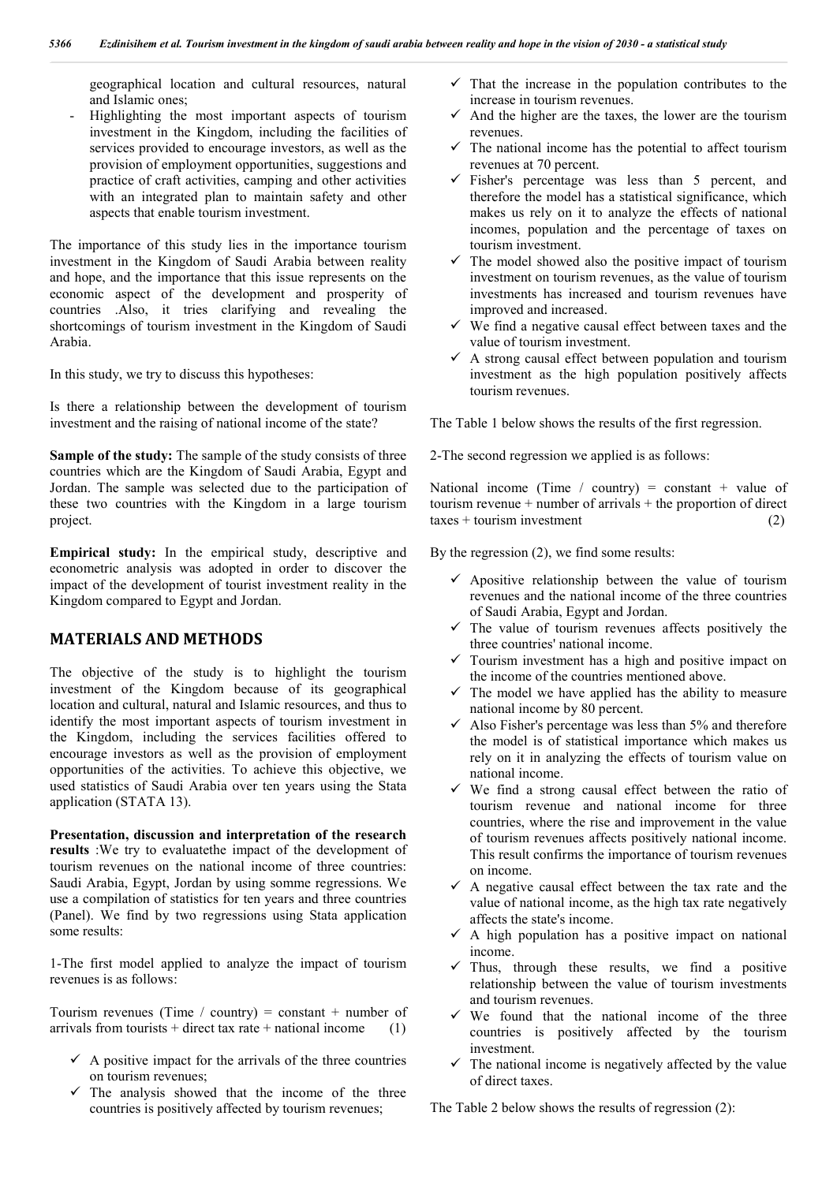geographical location and cultural resources, natural and Islamic ones;

- Highlighting the most important aspects of tourism investment in the Kingdom, including the facilities of services provided to encourage investors, as well as the provision of employment opportunities, suggestions and practice of craft activities, camping and other activities with an integrated plan to maintain safety and other aspects that enable tourism investment.

The importance of this study lies in the importance tourism investment in the Kingdom of Saudi Arabia between reality and hope, and the importance that this issue represents on the economic aspect of the development and prosperity of countries .Also, it tries clarifying and revealing the shortcomings of tourism investment in the Kingdom of Saudi Arabia.

In this study, we try to discuss this hypotheses:

Is there a relationship between the development of tourism investment and the raising of national income of the state?

**Sample of the study:** The sample of the study consists of three countries which are the Kingdom of Saudi Arabia, Egypt and Jordan. The sample was selected due to the participation of these two countries with the Kingdom in a large tourism project.

**Empirical study:** In the empirical study, descriptive and econometric analysis was adopted in order to discover the impact of the development of tourist investment reality in the Kingdom compared to Egypt and Jordan.

## MATERIALS AND METHODS

The objective of the study is to highlight the tourism investment of the Kingdom because of its geographical location and cultural, natural and Islamic resources, and thus to identify the most important aspects of tourism investment in the Kingdom, including the services facilities offered to encourage investors as well as the provision of employment opportunities of the activities. To achieve this objective, we used statistics of Saudi Arabia over ten years using the Stata application (STATA 13).

**Presentation, discussion and interpretation of the research results** :We try to evaluatethe impact of the development of tourism revenues on the national income of three countries: Saudi Arabia, Egypt, Jordan by using somme regressions. We use a compilation of statistics for ten years and three countries (Panel). We find by two regressions using Stata application some results:

1-The first model applied to analyze the impact of tourism revenues is as follows:

Tourism revenues (Time / country) = constant + number of arrivals from tourists + direct tax rate + national income (1)

- ✓ A positive impact for the arrivals of the three countries on tourism revenues;
- ✓ The analysis showed that the income of the three countries is positively affected by tourism revenues;
- ✓ That the increase in the population contributes to the increase in tourism revenues.
- ✓ And the higher are the taxes, the lower are the tourism revenues.
- ✓ The national income has the potential to affect tourism revenues at 70 percent.
- ✓ Fisher's percentage was less than 5 percent, and therefore the model has a statistical significance, which makes us rely on it to analyze the effects of national incomes, population and the percentage of taxes on tourism investment.
- ✓ The model showed also the positive impact of tourism investment on tourism revenues, as the value of tourism investments has increased and tourism revenues have improved and increased.
- ✓ We find a negative causal effect between taxes and the value of tourism investment.
- ✓ A strong causal effect between population and tourism investment as the high population positively affects tourism revenues.

The Table 1 below shows the results of the first regression.

2-The second regression we applied is as follows:

National income (Time / country) = constant + value of tourism revenue + number of arrivals + the proportion of direct taxes + tourism investment (2)

By the regression (2), we find some results:

- ✓ Apositive relationship between the value of tourism revenues and the national income of the three countries of Saudi Arabia, Egypt and Jordan.
- ✓ The value of tourism revenues affects positively the three countries' national income.
- ✓ Tourism investment has a high and positive impact on the income of the countries mentioned above.
- ✓ The model we have applied has the ability to measure national income by 80 percent.
- ✓ Also Fisher's percentage was less than 5% and therefore the model is of statistical importance which makes us rely on it in analyzing the effects of tourism value on national income.
- ✓ We find a strong causal effect between the ratio of tourism revenue and national income for three countries, where the rise and improvement in the value of tourism revenues affects positively national income. This result confirms the importance of tourism revenues on income.
- ✓ A negative causal effect between the tax rate and the value of national income, as the high tax rate negatively affects the state's income.
- ✓ A high population has a positive impact on national income.
- ✓ Thus, through these results, we find a positive relationship between the value of tourism investments and tourism revenues.
- ✓ We found that the national income of the three countries is positively affected by the tourism investment.
- ✓ The national income is negatively affected by the value of direct taxes.

The Table 2 below shows the results of regression (2):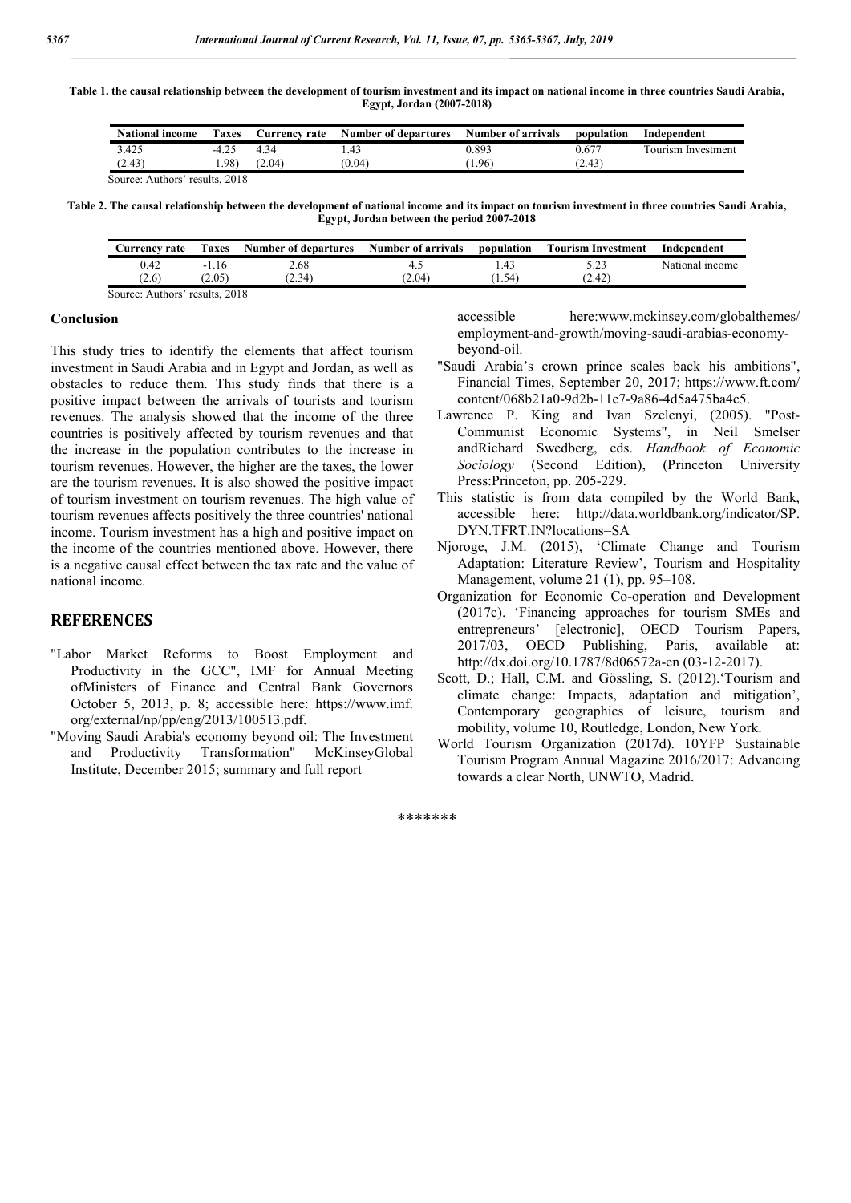**Table 1. the causal relationship between the development of tourism investment and its impact on national income in three countries Saudi Arabia, Egypt, Jordan (2007-2018)**

| National income | Taxes | Currency rate | Number of departures | Number of arrivals | population | Independent |
|---|---|---|---|---|---|---|
| 3.425 | -4.25 | 4.34 | 1.43 | 0.893 | 0.677 | Tourism Investment |
| (2.43) | 1.98) | (2.04) | (0.04) | (1.96) | (2.43) | |

Source: Authors' results, 2018

**Table 2. The causal relationship between the development of national income and its impact on tourism investment in three countries Saudi Arabia, Egypt, Jordan between the period 2007-2018**

| Currency rate | Taxes | Number of departures | Number of arrivals | population | Tourism Investment | Independent |
|---|---|---|---|---|---|---|
| 0.42 | -1.16 | 2.68 | 4.5 | 1.43 | 5.23 | National income |
| (2.6) | (2.05) | (2.34) | (2.04) | (1.54) | (2.42) | |

Source: Authors' results, 2018

### Conclusion

This study tries to identify the elements that affect tourism investment in Saudi Arabia and in Egypt and Jordan, as well as obstacles to reduce them. This study finds that there is a positive impact between the arrivals of tourists and tourism revenues. The analysis showed that the income of the three countries is positively affected by tourism revenues and that the increase in the population contributes to the increase in tourism revenues. However, the higher are the taxes, the lower are the tourism revenues. It is also showed the positive impact of tourism investment on tourism revenues. The high value of tourism revenues affects positively the three countries' national income. Tourism investment has a high and positive impact on the income of the countries mentioned above. However, there is a negative causal effect between the tax rate and the value of national income.

## REFERENCES

"Labor Market Reforms to Boost Employment and Productivity in the GCC", IMF for Annual Meeting ofMinisters of Finance and Central Bank Governors October 5, 2013, p. 8; accessible here: https://www.imf.org/external/np/pp/eng/2013/100513.pdf.

"Moving Saudi Arabia's economy beyond oil: The Investment and Productivity Transformation" McKinseyGlobal Institute, December 2015; summary and full report accessible here:www.mckinsey.com/globalthemes/employment-and-growth/moving-saudi-arabias-economy-beyond-oil.

"Saudi Arabia's crown prince scales back his ambitions", Financial Times, September 20, 2017; https://www.ft.com/content/068b21a0-9d2b-11e7-9a86-4d5a475ba4c5.

Lawrence P. King and Ivan Szelenyi, (2005). "Post-Communist Economic Systems", in Neil Smelser andRichard Swedberg, eds. *Handbook of Economic Sociology* (Second Edition), (Princeton University Press:Princeton, pp. 205-229.

This statistic is from data compiled by the World Bank, accessible here: http://data.worldbank.org/indicator/SP.DYN.TFRT.IN?locations=SA

Njoroge, J.M. (2015), 'Climate Change and Tourism Adaptation: Literature Review', Tourism and Hospitality Management, volume 21 (1), pp. 95–108.

Organization for Economic Co-operation and Development (2017c). 'Financing approaches for tourism SMEs and entrepreneurs' [electronic], OECD Tourism Papers, 2017/03, OECD Publishing, Paris, available at: http://dx.doi.org/10.1787/8d06572a-en (03-12-2017).

Scott, D.; Hall, C.M. and Gössling, S. (2012).'Tourism and climate change: Impacts, adaptation and mitigation', Contemporary geographies of leisure, tourism and mobility, volume 10, Routledge, London, New York.

World Tourism Organization (2017d). 10YFP Sustainable Tourism Program Annual Magazine 2016/2017: Advancing towards a clear North, UNWTO, Madrid.

*******